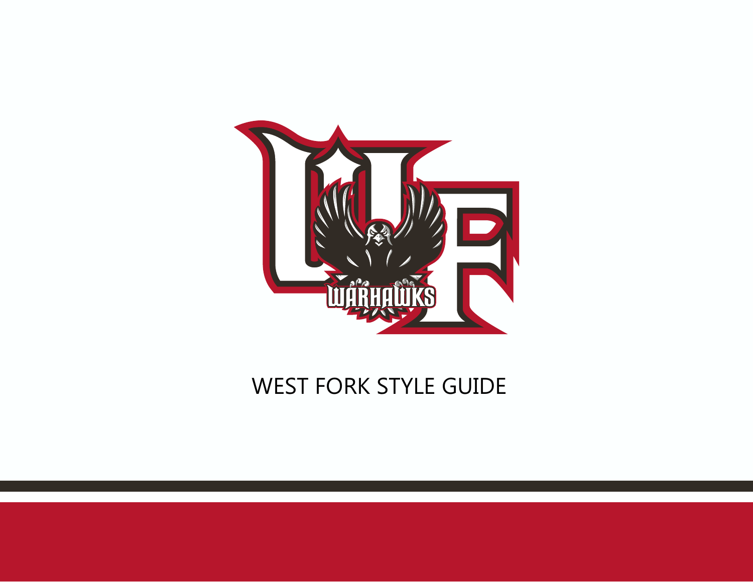# WEST FORK STYLE GUIDE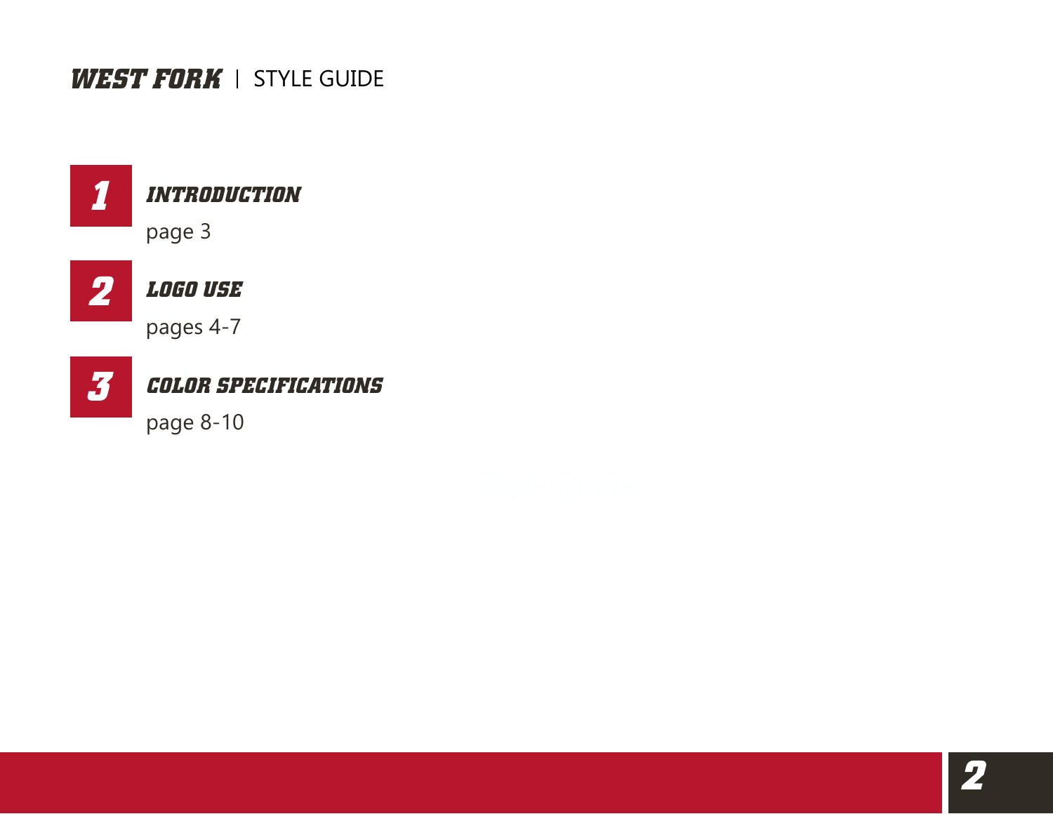## 1 INTRODUCTION

page 3

## 2 LOGO USE

pages 4-7

## 3 COLOR SPECIFICATIONS

page 8-10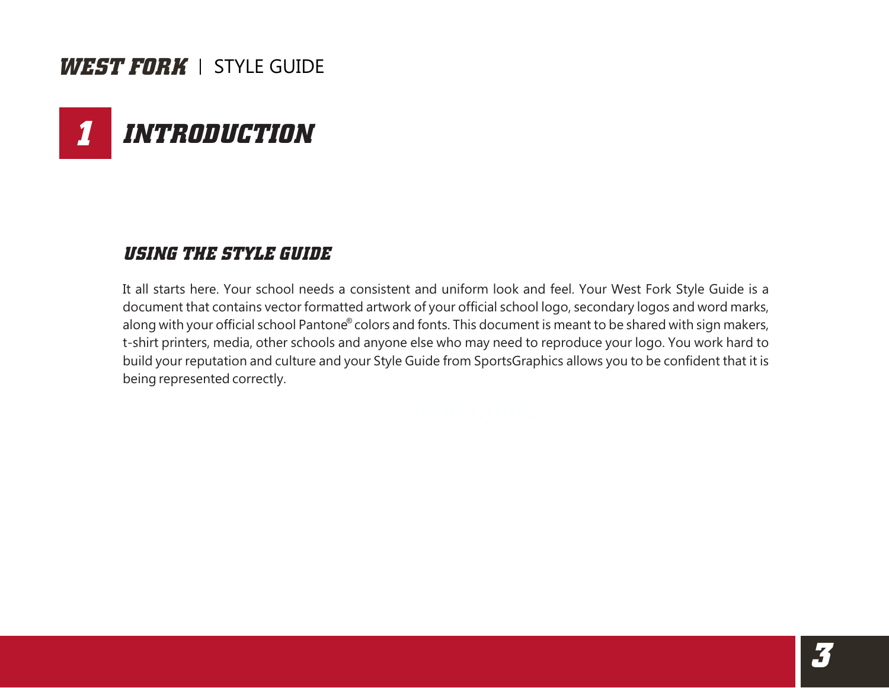# 1 INTRODUCTION

## USING THE STYLE GUIDE

It all starts here. Your school needs a consistent and uniform look and feel. Your West Fork Style Guide is a document that contains vector formatted artwork of your official school logo, secondary logos and word marks, along with your official school Pantone® colors and fonts. This document is meant to be shared with sign makers, t-shirt printers, media, other schools and anyone else who may need to reproduce your logo. You work hard to build your reputation and culture and your Style Guide from SportsGraphics allows you to be confident that it is being represented correctly.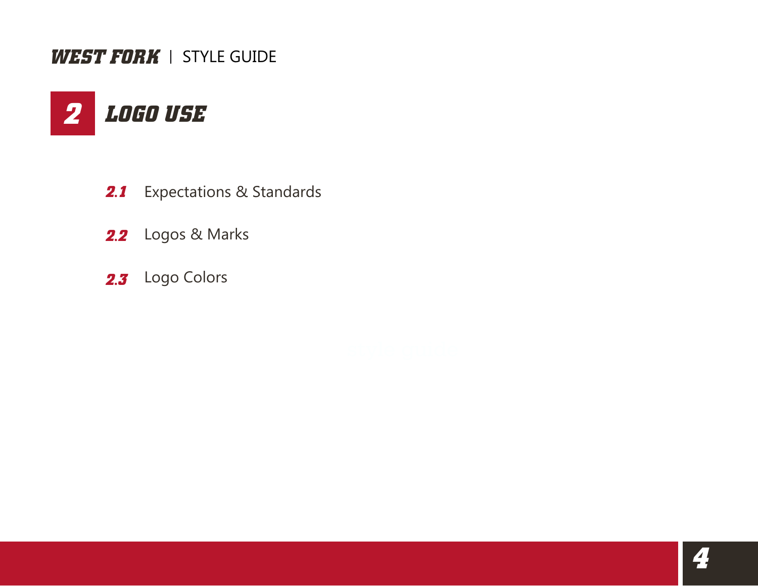# 2 LOGO USE

**2.1** Expectations & Standards

**2.2** Logos & Marks

**2.3** Logo Colors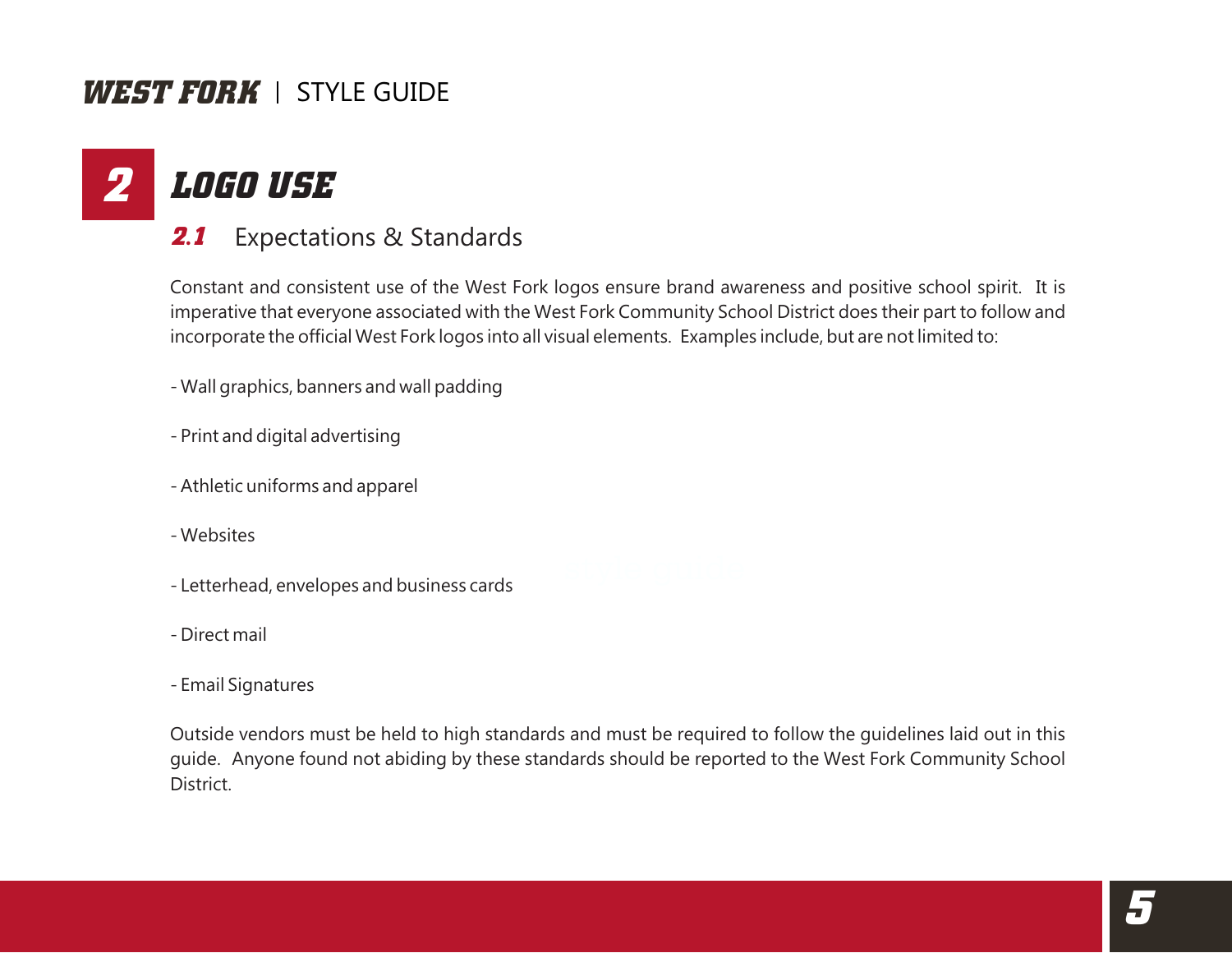# 2 LOGO USE

## 2.1 Expectations & Standards

Constant and consistent use of the West Fork logos ensure brand awareness and positive school spirit. It is imperative that everyone associated with the West Fork Community School District does their part to follow and incorporate the official West Fork logos into all visual elements. Examples include, but are not limited to:

- Wall graphics, banners and wall padding

- Print and digital advertising

- Athletic uniforms and apparel

- Websites

- Letterhead, envelopes and business cards

- Direct mail

- Email Signatures

Outside vendors must be held to high standards and must be required to follow the guidelines laid out in this guide. Anyone found not abiding by these standards should be reported to the West Fork Community School District.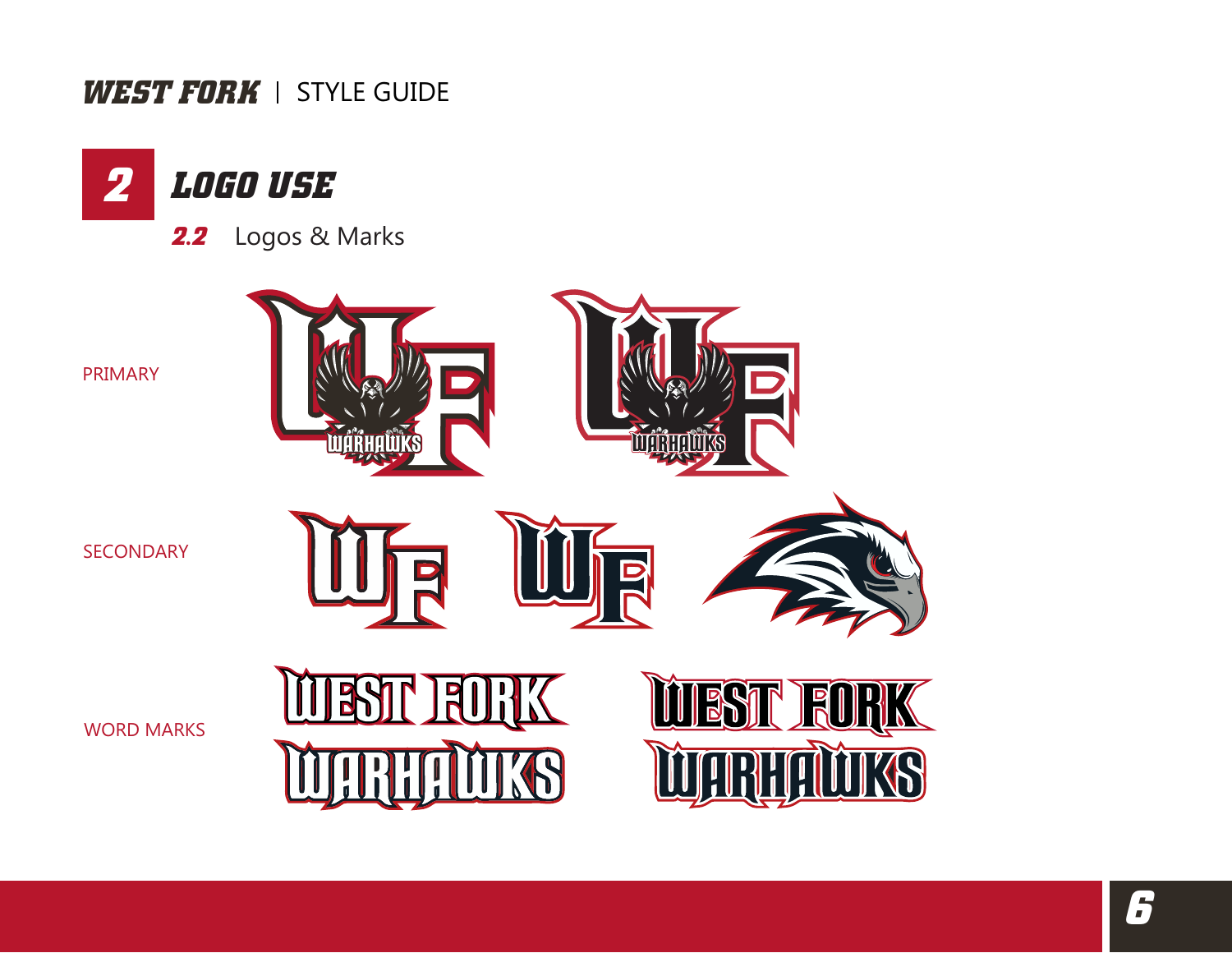## 2 LOGO USE

### 2.2 Logos & Marks

PRIMARY

SECONDARY

WORD MARKS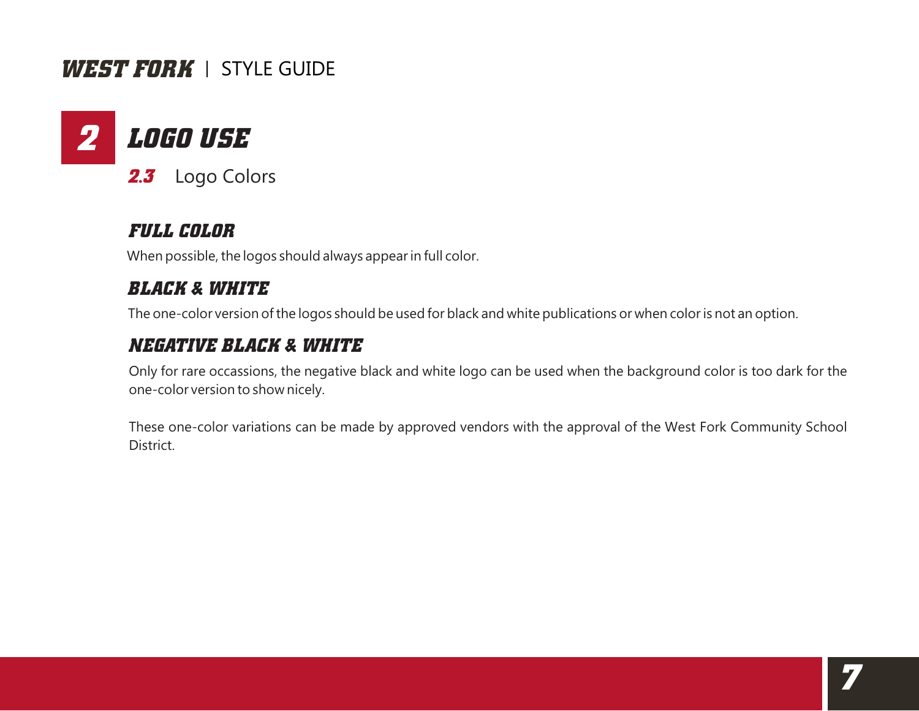# 2 LOGO USE

## 2.3 Logo Colors

### FULL COLOR

When possible, the logos should always appear in full color.

### BLACK & WHITE

The one-color version of the logos should be used for black and white publications or when color is not an option.

### NEGATIVE BLACK & WHITE

Only for rare occassions, the negative black and white logo can be used when the background color is too dark for the one-color version to show nicely.

These one-color variations can be made by approved vendors with the approval of the West Fork Community School District.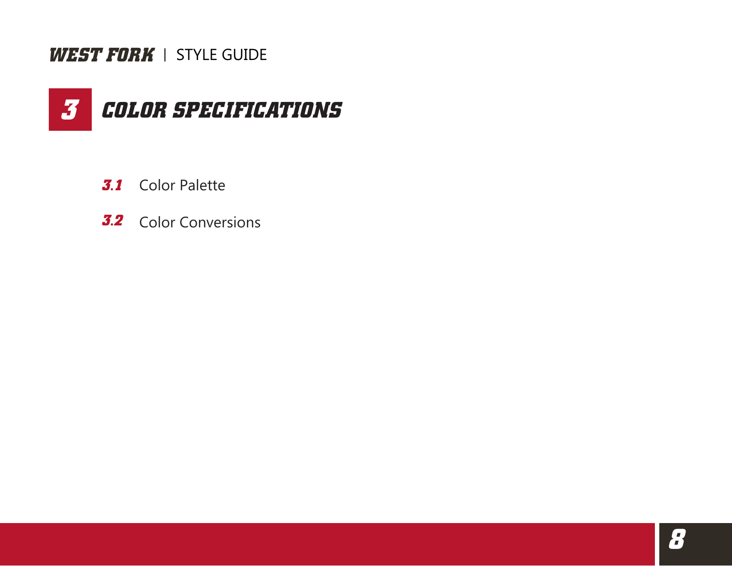# 3 COLOR SPECIFICATIONS

**3.1** Color Palette

**3.2** Color Conversions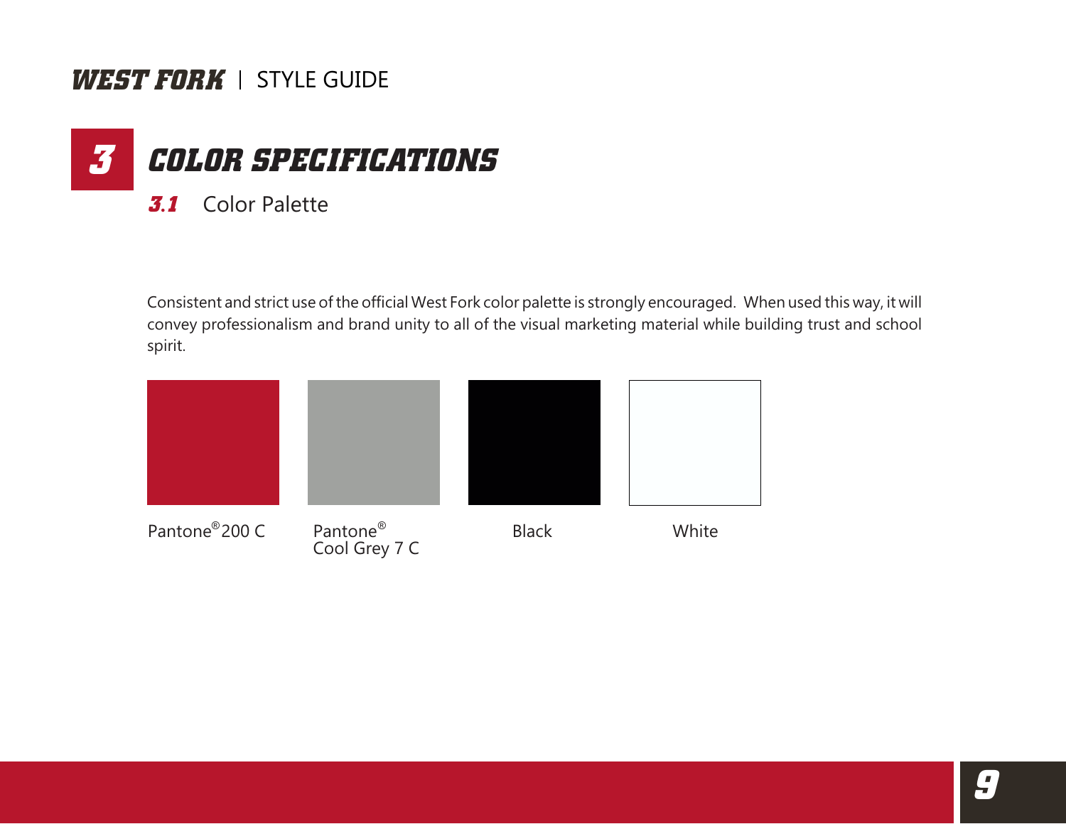# 3 COLOR SPECIFICATIONS

## 3.1 Color Palette

Consistent and strict use of the official West Fork color palette is strongly encouraged. When used this way, it will convey professionalism and brand unity to all of the visual marketing material while building trust and school spirit.

Pantone® 200 C

Pantone® Cool Grey 7 C

Black

White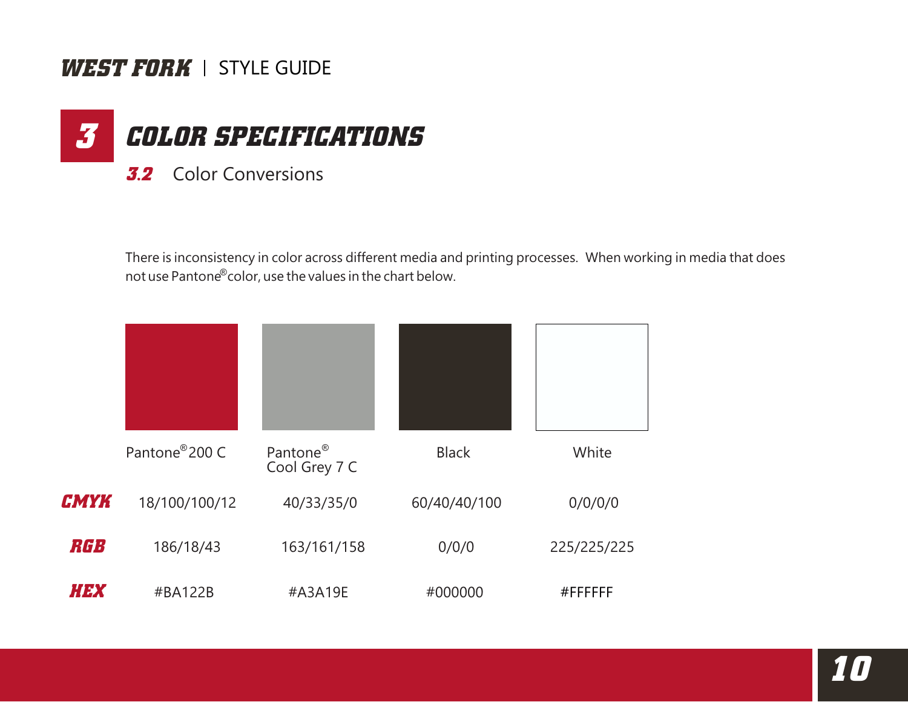## 3 COLOR SPECIFICATIONS

### 3.2 Color Conversions

There is inconsistency in color across different media and printing processes. When working in media that does not use Pantone® color, use the values in the chart below.

| | Pantone® 200 C | Pantone® Cool Grey 7 C | Black | White |
|---|---|---|---|---|
| **CMYK** | 18/100/100/12 | 40/33/35/0 | 60/40/40/100 | 0/0/0/0 |
| **RGB** | 186/18/43 | 163/161/158 | 0/0/0 | 225/225/225 |
| **HEX** | #BA122B | #A3A19E | #000000 | #FFFFFF |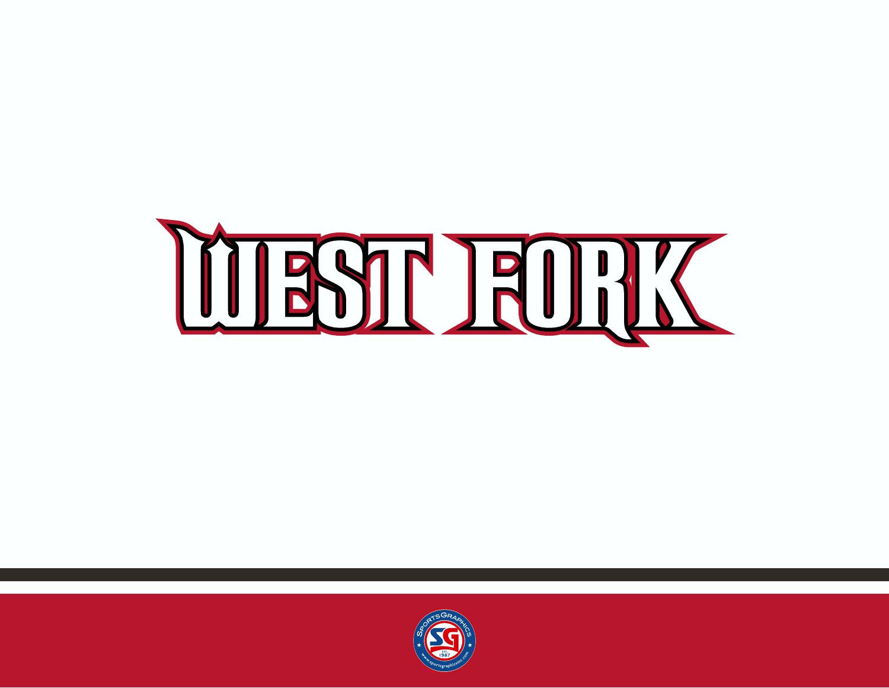WEST FORK

SportsGraphics
SG
EST. 1987
www.sportsgraphicsinc.com